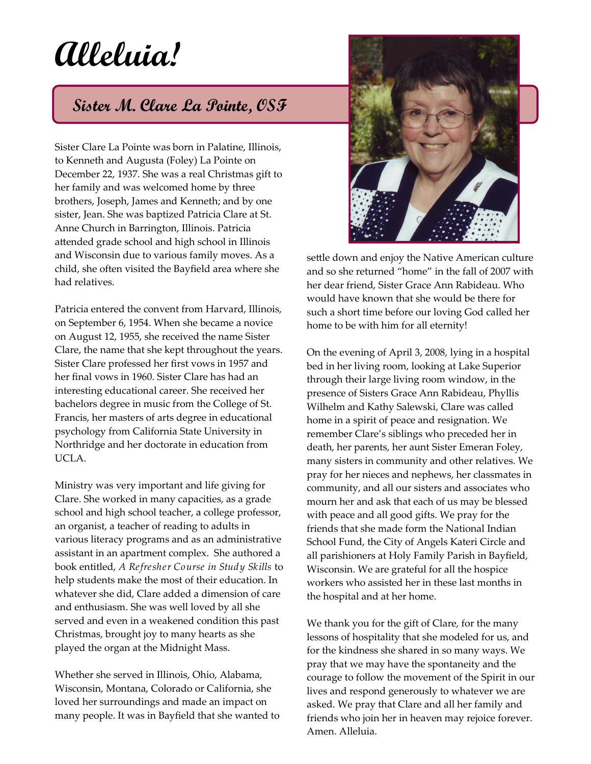# Alleluia!

## Sister M. Clare La Pointe, OSF

Sister Clare La Pointe was born in Palatine, Illinois, to Kenneth and Augusta (Foley) La Pointe on December 22, 1937. She was a real Christmas gift to her family and was welcomed home by three brothers, Joseph, James and Kenneth; and by one sister, Jean. She was baptized Patricia Clare at St. Anne Church in Barrington, Illinois. Patricia attended grade school and high school in Illinois and Wisconsin due to various family moves. As a child, she often visited the Bayfield area where she had relatives.

Patricia entered the convent from Harvard, Illinois, on September 6, 1954. When she became a novice on August 12, 1955, she received the name Sister Clare, the name that she kept throughout the years. Sister Clare professed her first vows in 1957 and her final vows in 1960. Sister Clare has had an interesting educational career. She received her bachelors degree in music from the College of St. Francis, her masters of arts degree in educational psychology from California State University in Northridge and her doctorate in education from UCLA.

Ministry was very important and life giving for Clare. She worked in many capacities, as a grade school and high school teacher, a college professor, an organist, a teacher of reading to adults in various literacy programs and as an administrative assistant in an apartment complex. She authored a book entitled, *A Refresher Course in Study Skills* to help students make the most of their education. In whatever she did, Clare added a dimension of care and enthusiasm. She was well loved by all she served and even in a weakened condition this past Christmas, brought joy to many hearts as she played the organ at the Midnight Mass.

Whether she served in Illinois, Ohio, Alabama, Wisconsin, Montana, Colorado or California, she loved her surroundings and made an impact on many people. It was in Bayfield that she wanted to settle down and enjoy the Native American culture and so she returned "home" in the fall of 2007 with her dear friend, Sister Grace Ann Rabideau. Who would have known that she would be there for such a short time before our loving God called her home to be with him for all eternity!

On the evening of April 3, 2008, lying in a hospital bed in her living room, looking at Lake Superior through their large living room window, in the presence of Sisters Grace Ann Rabideau, Phyllis Wilhelm and Kathy Salewski, Clare was called home in a spirit of peace and resignation. We remember Clare's siblings who preceded her in death, her parents, her aunt Sister Emeran Foley, many sisters in community and other relatives. We pray for her nieces and nephews, her classmates in community, and all our sisters and associates who mourn her and ask that each of us may be blessed with peace and all good gifts. We pray for the friends that she made form the National Indian School Fund, the City of Angels Kateri Circle and all parishioners at Holy Family Parish in Bayfield, Wisconsin. We are grateful for all the hospice workers who assisted her in these last months in the hospital and at her home.

We thank you for the gift of Clare, for the many lessons of hospitality that she modeled for us, and for the kindness she shared in so many ways. We pray that we may have the spontaneity and the courage to follow the movement of the Spirit in our lives and respond generously to whatever we are asked. We pray that Clare and all her family and friends who join her in heaven may rejoice forever. Amen. Alleluia.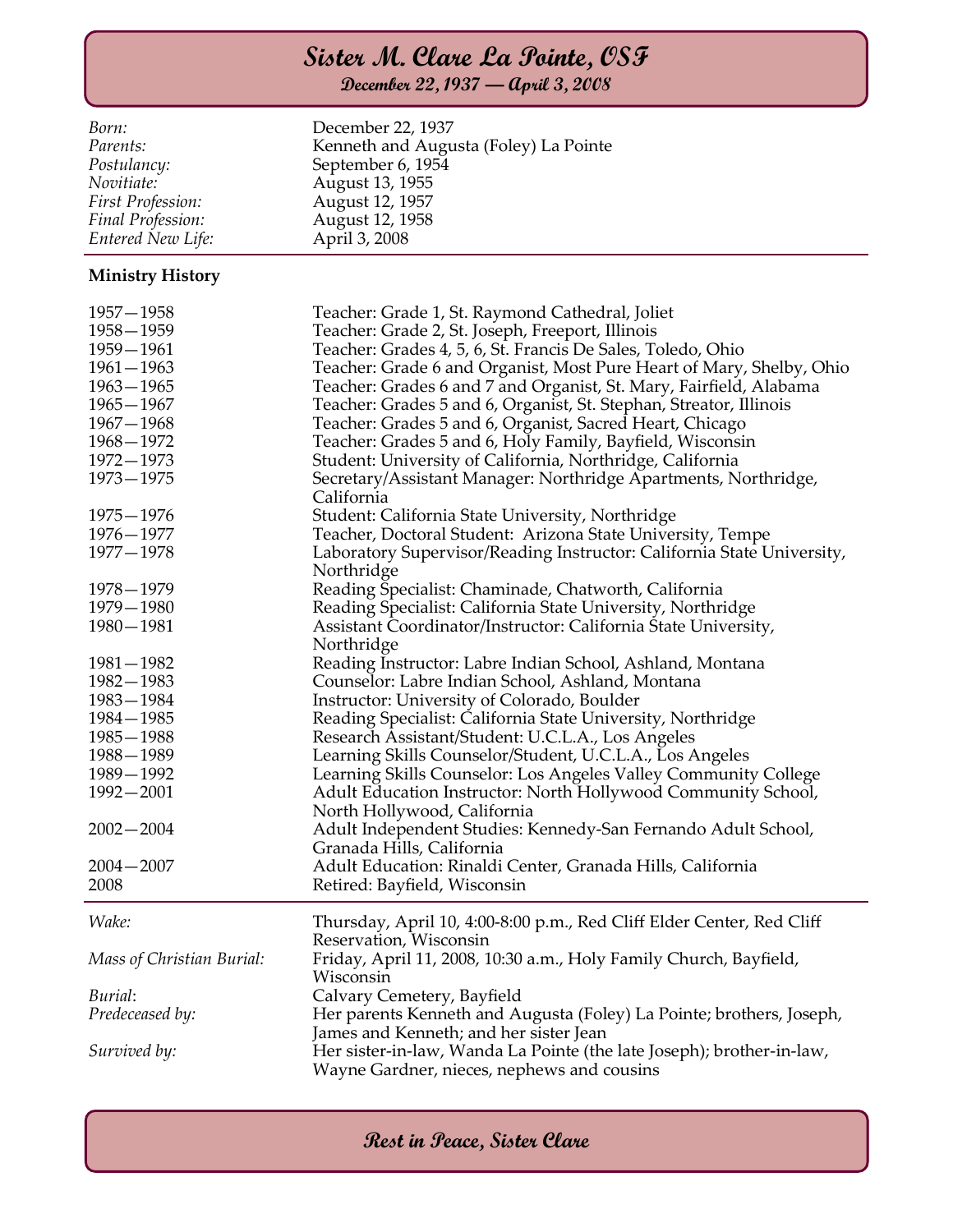# Sister M. Clare La Pointe, OSF

**December 22, 1937 — April 3, 2008**

| | |
|---|---|
| *Born:* | December 22, 1937 |
| *Parents:* | Kenneth and Augusta (Foley) La Pointe |
| *Postulancy:* | September 6, 1954 |
| *Novitiate:* | August 13, 1955 |
| *First Profession:* | August 12, 1957 |
| *Final Profession:* | August 12, 1958 |
| *Entered New Life:* | April 3, 2008 |

**Ministry History**

| | |
|---|---|
| 1957—1958 | Teacher: Grade 1, St. Raymond Cathedral, Joliet |
| 1958—1959 | Teacher: Grade 2, St. Joseph, Freeport, Illinois |
| 1959—1961 | Teacher: Grades 4, 5, 6, St. Francis De Sales, Toledo, Ohio |
| 1961—1963 | Teacher: Grade 6 and Organist, Most Pure Heart of Mary, Shelby, Ohio |
| 1963—1965 | Teacher: Grades 6 and 7 and Organist, St. Mary, Fairfield, Alabama |
| 1965—1967 | Teacher: Grades 5 and 6, Organist, St. Stephan, Streator, Illinois |
| 1967—1968 | Teacher: Grades 5 and 6, Organist, Sacred Heart, Chicago |
| 1968—1972 | Teacher: Grades 5 and 6, Holy Family, Bayfield, Wisconsin |
| 1972—1973 | Student: University of California, Northridge, California |
| 1973—1975 | Secretary/Assistant Manager: Northridge Apartments, Northridge, California |
| 1975—1976 | Student: California State University, Northridge |
| 1976—1977 | Teacher, Doctoral Student: Arizona State University, Tempe |
| 1977—1978 | Laboratory Supervisor/Reading Instructor: California State University, Northridge |
| 1978—1979 | Reading Specialist: Chaminade, Chatworth, California |
| 1979—1980 | Reading Specialist: California State University, Northridge |
| 1980—1981 | Assistant Coordinator/Instructor: California State University, Northridge |
| 1981—1982 | Reading Instructor: Labre Indian School, Ashland, Montana |
| 1982—1983 | Counselor: Labre Indian School, Ashland, Montana |
| 1983—1984 | Instructor: University of Colorado, Boulder |
| 1984—1985 | Reading Specialist: California State University, Northridge |
| 1985—1988 | Research Assistant/Student: U.C.L.A., Los Angeles |
| 1988—1989 | Learning Skills Counselor/Student, U.C.L.A., Los Angeles |
| 1989—1992 | Learning Skills Counselor: Los Angeles Valley Community College |
| 1992—2001 | Adult Education Instructor: North Hollywood Community School, North Hollywood, California |
| 2002—2004 | Adult Independent Studies: Kennedy-San Fernando Adult School, Granada Hills, California |
| 2004—2007 | Adult Education: Rinaldi Center, Granada Hills, California |
| 2008 | Retired: Bayfield, Wisconsin |

| | |
|---|---|
| *Wake:* | Thursday, April 10, 4:00-8:00 p.m., Red Cliff Elder Center, Red Cliff Reservation, Wisconsin |
| *Mass of Christian Burial:* | Friday, April 11, 2008, 10:30 a.m., Holy Family Church, Bayfield, Wisconsin |
| *Burial:* | Calvary Cemetery, Bayfield |
| *Predeceased by:* | Her parents Kenneth and Augusta (Foley) La Pointe; brothers, Joseph, James and Kenneth; and her sister Jean |
| *Survived by:* | Her sister-in-law, Wanda La Pointe (the late Joseph); brother-in-law, Wayne Gardner, nieces, nephews and cousins |

**Rest in Peace, Sister Clare**